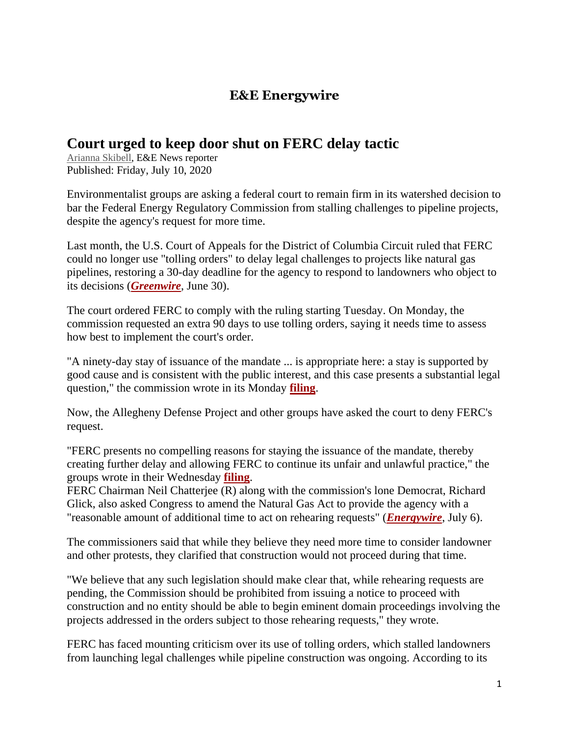## E&E Energywire

# Court urged to keep door shut on FERC delay tactic

Arianna Skibell, E&E News reporter
Published: Friday, July 10, 2020

Environmentalist groups are asking a federal court to remain firm in its watershed decision to bar the Federal Energy Regulatory Commission from stalling challenges to pipeline projects, despite the agency's request for more time.

Last month, the U.S. Court of Appeals for the District of Columbia Circuit ruled that FERC could no longer use "tolling orders" to delay legal challenges to projects like natural gas pipelines, restoring a 30-day deadline for the agency to respond to landowners who object to its decisions (***Greenwire***, June 30).

The court ordered FERC to comply with the ruling starting Tuesday. On Monday, the commission requested an extra 90 days to use tolling orders, saying it needs time to assess how best to implement the court's order.

"A ninety-day stay of issuance of the mandate ... is appropriate here: a stay is supported by good cause and is consistent with the public interest, and this case presents a substantial legal question," the commission wrote in its Monday **filing**.

Now, the Allegheny Defense Project and other groups have asked the court to deny FERC's request.

"FERC presents no compelling reasons for staying the issuance of the mandate, thereby creating further delay and allowing FERC to continue its unfair and unlawful practice," the groups wrote in their Wednesday **filing**.
FERC Chairman Neil Chatterjee (R) along with the commission's lone Democrat, Richard Glick, also asked Congress to amend the Natural Gas Act to provide the agency with a "reasonable amount of additional time to act on rehearing requests" (***Energywire***, July 6).

The commissioners said that while they believe they need more time to consider landowner and other protests, they clarified that construction would not proceed during that time.

"We believe that any such legislation should make clear that, while rehearing requests are pending, the Commission should be prohibited from issuing a notice to proceed with construction and no entity should be able to begin eminent domain proceedings involving the projects addressed in the orders subject to those rehearing requests," they wrote.

FERC has faced mounting criticism over its use of tolling orders, which stalled landowners from launching legal challenges while pipeline construction was ongoing. According to its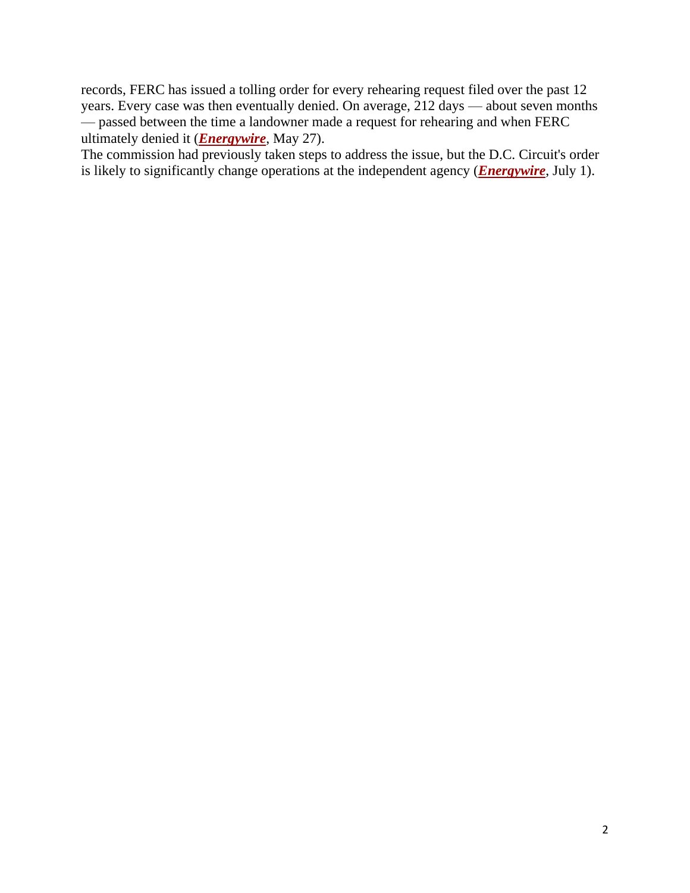records, FERC has issued a tolling order for every rehearing request filed over the past 12 years. Every case was then eventually denied. On average, 212 days — about seven months — passed between the time a landowner made a request for rehearing and when FERC ultimately denied it (***Energywire***, May 27).

The commission had previously taken steps to address the issue, but the D.C. Circuit's order is likely to significantly change operations at the independent agency (***Energywire***, July 1).